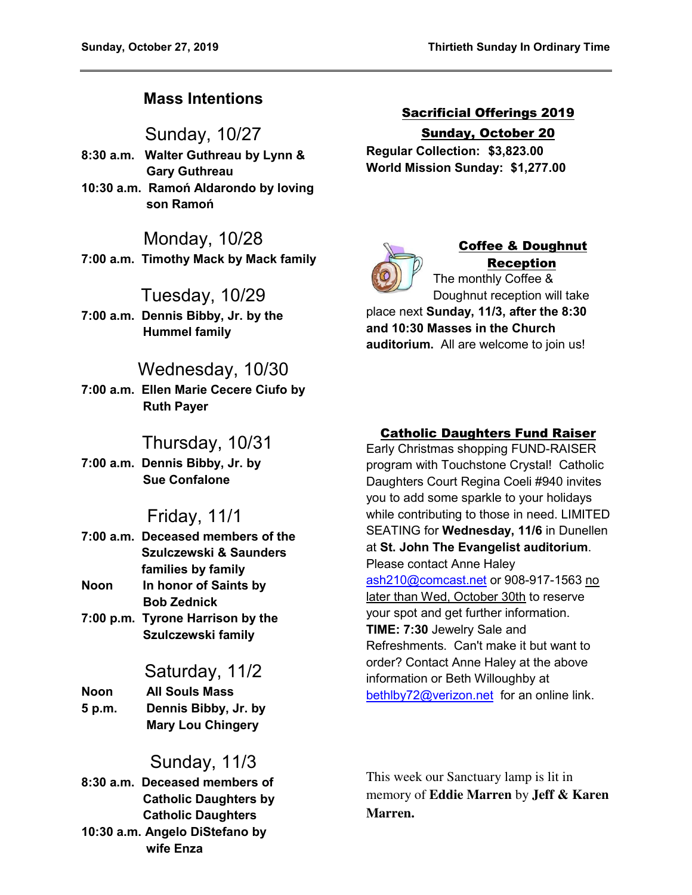## Mass Intentions

### Sunday, 10/27

**8:30 a.m. Walter Guthreau by Lynn & Gary Guthreau**
**10:30 a.m. Ramoń Aldarondo by loving son Ramoń**

### Monday, 10/28

**7:00 a.m. Timothy Mack by Mack family**

### Tuesday, 10/29

**7:00 a.m. Dennis Bibby, Jr. by the Hummel family**

### Wednesday, 10/30

**7:00 a.m. Ellen Marie Cecere Ciufo by Ruth Payer**

### Thursday, 10/31

**7:00 a.m. Dennis Bibby, Jr. by Sue Confalone**

### Friday, 11/1

**7:00 a.m. Deceased members of the Szulczewski & Saunders families by family**
**Noon In honor of Saints by Bob Zednick**
**7:00 p.m. Tyrone Harrison by the Szulczewski family**

### Saturday, 11/2

**Noon All Souls Mass**
**5 p.m. Dennis Bibby, Jr. by Mary Lou Chingery**

### Sunday, 11/3

**8:30 a.m. Deceased members of Catholic Daughters by Catholic Daughters**
**10:30 a.m. Angelo DiStefano by wife Enza**

## Sacrificial Offerings 2019

### Sunday, October 20

**Regular Collection: $3,823.00**
**World Mission Sunday: $1,277.00**

## Coffee & Doughnut Reception

The monthly Coffee & Doughnut reception will take place next **Sunday, 11/3, after the 8:30 and 10:30 Masses in the Church auditorium.** All are welcome to join us!

## Catholic Daughters Fund Raiser

Early Christmas shopping FUND-RAISER program with Touchstone Crystal! Catholic Daughters Court Regina Coeli #940 invites you to add some sparkle to your holidays while contributing to those in need. LIMITED SEATING for **Wednesday, 11/6** in Dunellen at **St. John The Evangelist auditorium**. Please contact Anne Haley ash210@comcast.net or 908-917-1563 no later than Wed, October 30th to reserve your spot and get further information. **TIME: 7:30** Jewelry Sale and Refreshments. Can't make it but want to order? Contact Anne Haley at the above information or Beth Willoughby at bethlby72@verizon.net for an online link.

This week our Sanctuary lamp is lit in memory of **Eddie Marren** by **Jeff & Karen Marren.**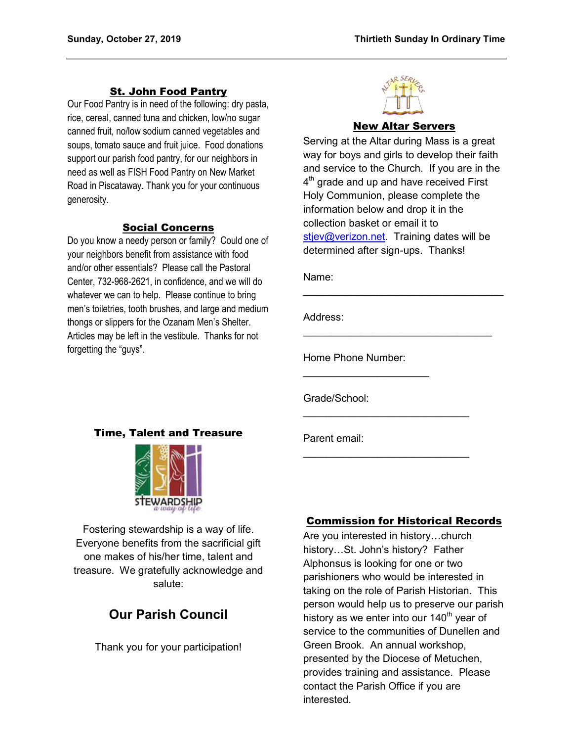## St. John Food Pantry

Our Food Pantry is in need of the following: dry pasta, rice, cereal, canned tuna and chicken, low/no sugar canned fruit, no/low sodium canned vegetables and soups, tomato sauce and fruit juice. Food donations support our parish food pantry, for our neighbors in need as well as FISH Food Pantry on New Market Road in Piscataway. Thank you for your continuous generosity.

## Social Concerns

Do you know a needy person or family? Could one of your neighbors benefit from assistance with food and/or other essentials? Please call the Pastoral Center, 732-968-2621, in confidence, and we will do whatever we can to help. Please continue to bring men's toiletries, tooth brushes, and large and medium thongs or slippers for the Ozanam Men's Shelter. Articles may be left in the vestibule. Thanks for not forgetting the "guys".

## Time, Talent and Treasure

Fostering stewardship is a way of life. Everyone benefits from the sacrificial gift one makes of his/her time, talent and treasure. We gratefully acknowledge and salute:

### Our Parish Council

Thank you for your participation!

## New Altar Servers

Serving at the Altar during Mass is a great way for boys and girls to develop their faith and service to the Church. If you are in the 4th grade and up and have received First Holy Communion, please complete the information below and drop it in the collection basket or email it to stjev@verizon.net. Training dates will be determined after sign-ups. Thanks!

Name: \_\_\_\_\_\_\_\_\_\_\_\_\_\_\_\_\_\_\_\_\_\_\_\_\_\_\_\_\_\_\_\_\_\_

Address: \_\_\_\_\_\_\_\_\_\_\_\_\_\_\_\_\_\_\_\_\_\_\_\_\_\_\_\_\_\_\_\_

Home Phone Number: \_\_\_\_\_\_\_\_\_\_\_\_\_\_\_\_\_\_\_\_\_

Grade/School: \_\_\_\_\_\_\_\_\_\_\_\_\_\_\_\_\_\_\_\_\_\_\_\_\_\_\_\_

Parent email: \_\_\_\_\_\_\_\_\_\_\_\_\_\_\_\_\_\_\_\_\_\_\_\_\_\_\_\_

## Commission for Historical Records

Are you interested in history…church history…St. John's history? Father Alphonsus is looking for one or two parishioners who would be interested in taking on the role of Parish Historian. This person would help us to preserve our parish history as we enter into our 140th year of service to the communities of Dunellen and Green Brook. An annual workshop, presented by the Diocese of Metuchen, provides training and assistance. Please contact the Parish Office if you are interested.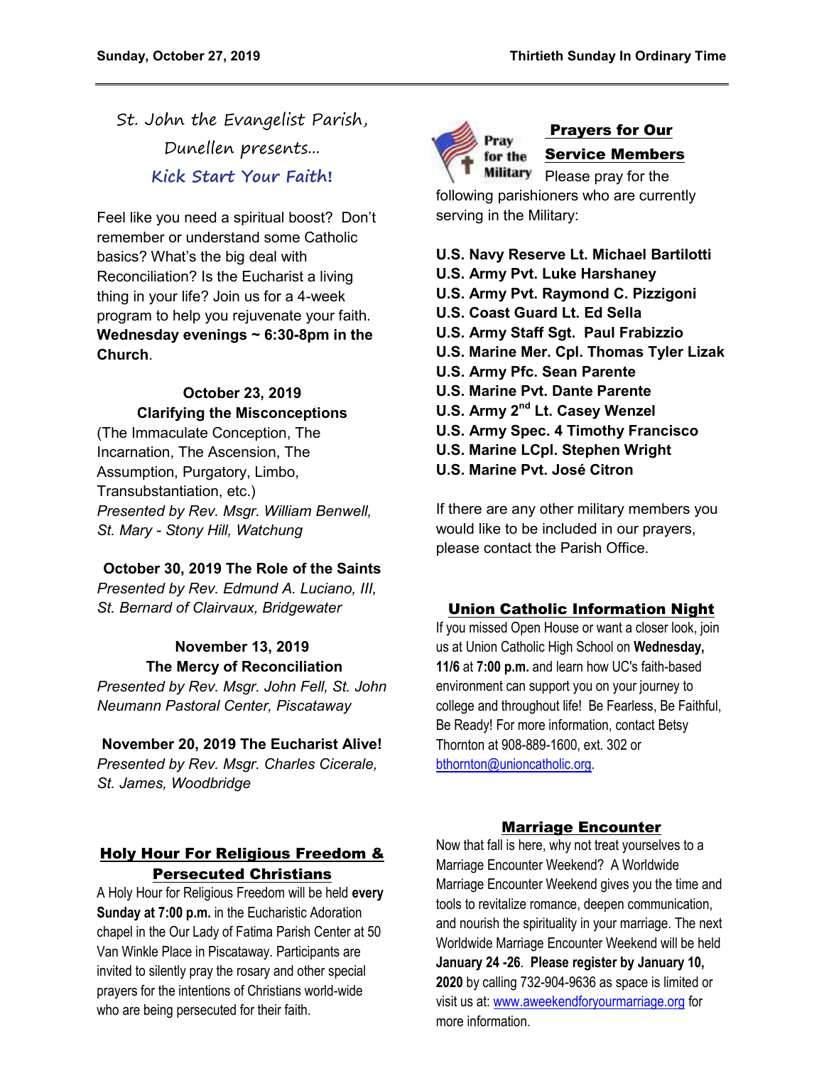St. John the Evangelist Parish, Dunellen presents...

## Kick Start Your Faith!

Feel like you need a spiritual boost? Don't remember or understand some Catholic basics? What's the big deal with Reconciliation? Is the Eucharist a living thing in your life? Join us for a 4-week program to help you rejuvenate your faith. **Wednesday evenings ~ 6:30-8pm in the Church**.

**October 23, 2019**
**Clarifying the Misconceptions**
(The Immaculate Conception, The Incarnation, The Ascension, The Assumption, Purgatory, Limbo, Transubstantiation, etc.)
*Presented by Rev. Msgr. William Benwell, St. Mary - Stony Hill, Watchung*

**October 30, 2019 The Role of the Saints**
*Presented by Rev. Edmund A. Luciano, III, St. Bernard of Clairvaux, Bridgewater*

**November 13, 2019**
**The Mercy of Reconciliation**
*Presented by Rev. Msgr. John Fell, St. John Neumann Pastoral Center, Piscataway*

**November 20, 2019 The Eucharist Alive!**
*Presented by Rev. Msgr. Charles Cicerale, St. James, Woodbridge*

## Holy Hour For Religious Freedom & Persecuted Christians

A Holy Hour for Religious Freedom will be held **every Sunday at 7:00 p.m.** in the Eucharistic Adoration chapel in the Our Lady of Fatima Parish Center at 50 Van Winkle Place in Piscataway. Participants are invited to silently pray the rosary and other special prayers for the intentions of Christians world-wide who are being persecuted for their faith.

## Prayers for Our Service Members

Pray for the Military

Please pray for the following parishioners who are currently serving in the Military:

**U.S. Navy Reserve Lt. Michael Bartilotti**
**U.S. Army Pvt. Luke Harshaney**
**U.S. Army Pvt. Raymond C. Pizzigoni**
**U.S. Coast Guard Lt. Ed Sella**
**U.S. Army Staff Sgt. Paul Frabizzio**
**U.S. Marine Mer. Cpl. Thomas Tyler Lizak**
**U.S. Army Pfc. Sean Parente**
**U.S. Marine Pvt. Dante Parente**
**U.S. Army 2nd Lt. Casey Wenzel**
**U.S. Army Spec. 4 Timothy Francisco**
**U.S. Marine LCpl. Stephen Wright**
**U.S. Marine Pvt. José Citron**

If there are any other military members you would like to be included in our prayers, please contact the Parish Office.

## Union Catholic Information Night

If you missed Open House or want a closer look, join us at Union Catholic High School on **Wednesday, 11/6** at **7:00 p.m.** and learn how UC's faith-based environment can support you on your journey to college and throughout life! Be Fearless, Be Faithful, Be Ready! For more information, contact Betsy Thornton at 908-889-1600, ext. 302 or bthornton@unioncatholic.org.

## Marriage Encounter

Now that fall is here, why not treat yourselves to a Marriage Encounter Weekend? A Worldwide Marriage Encounter Weekend gives you the time and tools to revitalize romance, deepen communication, and nourish the spirituality in your marriage. The next Worldwide Marriage Encounter Weekend will be held **January 24 -26**. **Please register by January 10, 2020** by calling 732-904-9636 as space is limited or visit us at: www.aweekendforyourmarriage.org for more information.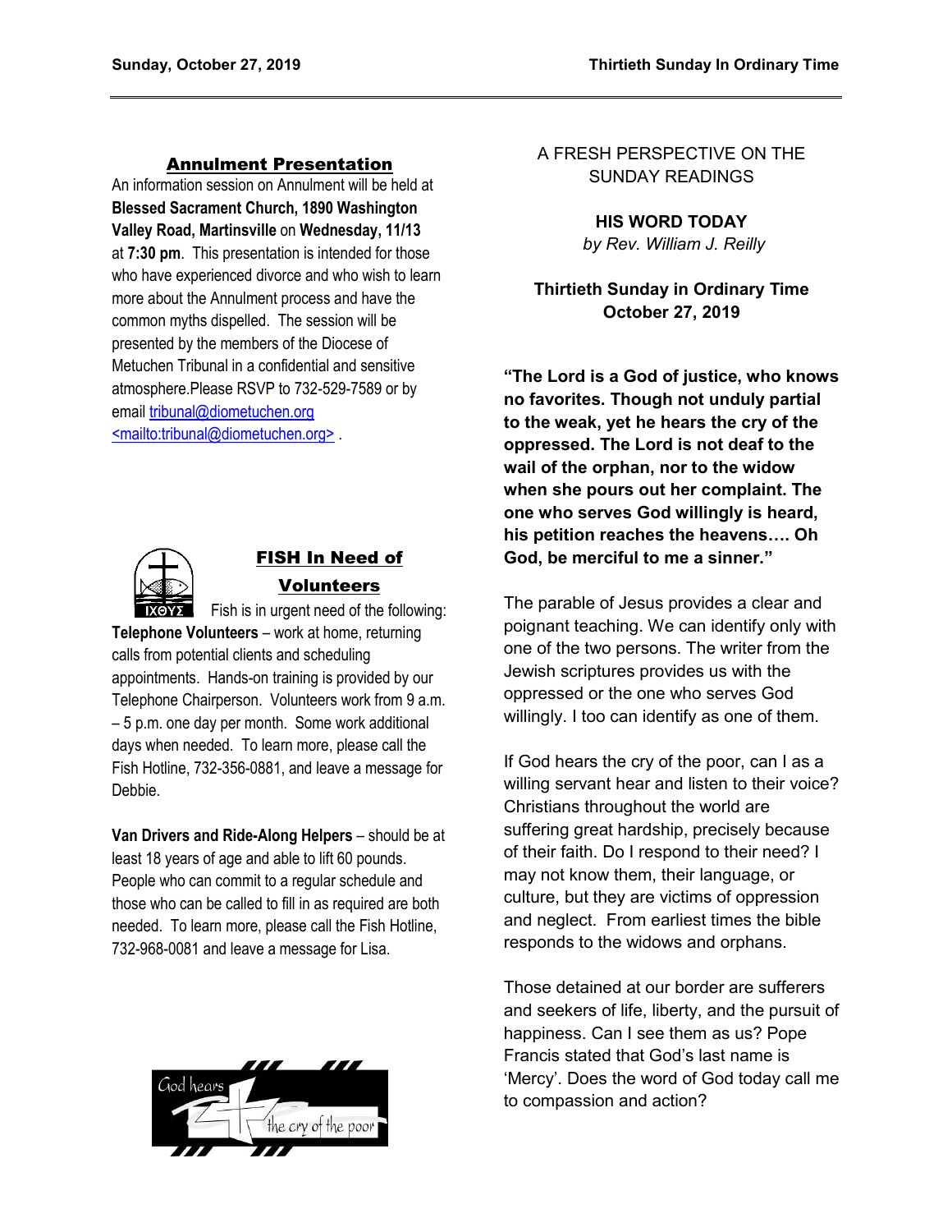## Annulment Presentation

An information session on Annulment will be held at **Blessed Sacrament Church, 1890 Washington Valley Road, Martinsville** on **Wednesday, 11/13** at **7:30 pm**. This presentation is intended for those who have experienced divorce and who wish to learn more about the Annulment process and have the common myths dispelled. The session will be presented by the members of the Diocese of Metuchen Tribunal in a confidential and sensitive atmosphere.Please RSVP to 732-529-7589 or by email tribunal@diometuchen.org <mailto:tribunal@diometuchen.org> .

## FISH In Need of Volunteers

Fish is in urgent need of the following:

**Telephone Volunteers** – work at home, returning calls from potential clients and scheduling appointments. Hands-on training is provided by our Telephone Chairperson. Volunteers work from 9 a.m. – 5 p.m. one day per month. Some work additional days when needed. To learn more, please call the Fish Hotline, 732-356-0881, and leave a message for Debbie.

**Van Drivers and Ride-Along Helpers** – should be at least 18 years of age and able to lift 60 pounds. People who can commit to a regular schedule and those who can be called to fill in as required are both needed. To learn more, please call the Fish Hotline, 732-968-0081 and leave a message for Lisa.

A FRESH PERSPECTIVE ON THE SUNDAY READINGS

**HIS WORD TODAY**
*by Rev. William J. Reilly*

**Thirtieth Sunday in Ordinary Time**
**October 27, 2019**

**"The Lord is a God of justice, who knows no favorites. Though not unduly partial to the weak, yet he hears the cry of the oppressed. The Lord is not deaf to the wail of the orphan, nor to the widow when she pours out her complaint. The one who serves God willingly is heard, his petition reaches the heavens…. Oh God, be merciful to me a sinner."**

The parable of Jesus provides a clear and poignant teaching. We can identify only with one of the two persons. The writer from the Jewish scriptures provides us with the oppressed or the one who serves God willingly. I too can identify as one of them.

If God hears the cry of the poor, can I as a willing servant hear and listen to their voice? Christians throughout the world are suffering great hardship, precisely because of their faith. Do I respond to their need? I may not know them, their language, or culture, but they are victims of oppression and neglect. From earliest times the bible responds to the widows and orphans.

Those detained at our border are sufferers and seekers of life, liberty, and the pursuit of happiness. Can I see them as us? Pope Francis stated that God's last name is 'Mercy'. Does the word of God today call me to compassion and action?